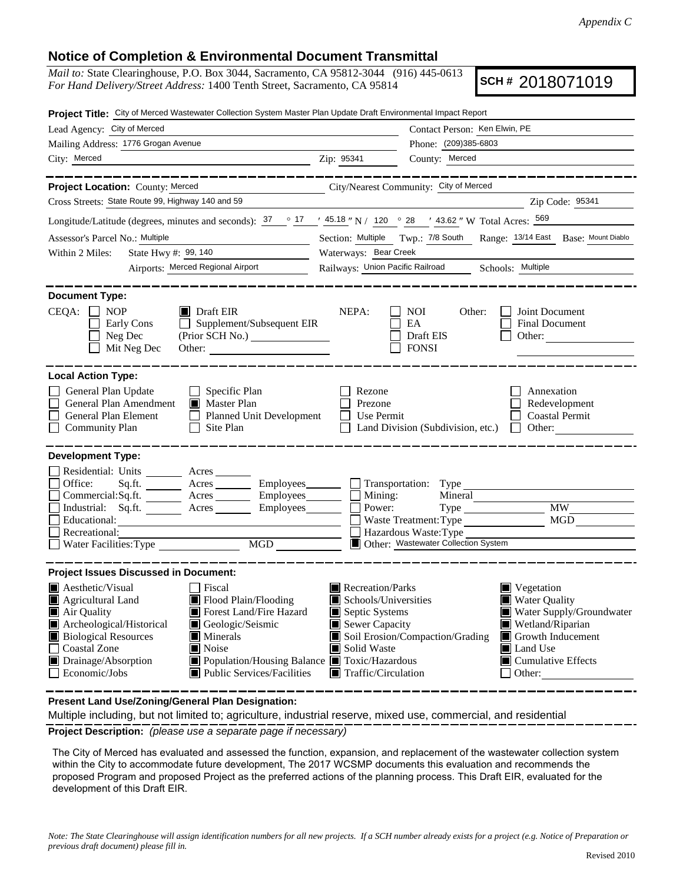*Appendix C*

# Notice of Completion & Environmental Document Transmittal

*Mail to:* State Clearinghouse, P.O. Box 3044, Sacramento, CA 95812-3044 (916) 445-0613
*For Hand Delivery/Street Address:* 1400 Tenth Street, Sacramento, CA 95814

**SCH #** 2018071019

**Project Title:** City of Merced Wastewater Collection System Master Plan Update Draft Environmental Impact Report

Lead Agency: City of Merced
Contact Person: Ken Elwin, PE
Mailing Address: 1776 Grogan Avenue
Phone: (209)385-6803
City: Merced
Zip: 95341
County: Merced

---

**Project Location:** County: Merced
City/Nearest Community: City of Merced
Cross Streets: State Route 99, Highway 140 and 59
Zip Code: 95341
Longitude/Latitude (degrees, minutes and seconds): 37 ° 17 ′ 45.18 ″ N / 120 ° 28 ′ 43.62 ″ W Total Acres: 569
Assessor's Parcel No.: Multiple
Section: Multiple Twp.: 7/8 South Range: 13/14 East Base: Mount Diablo
Within 2 Miles: State Hwy #: 99, 140
Waterways: Bear Creek
Airports: Merced Regional Airport
Railways: Union Pacific Railroad
Schools: Multiple

---

**Document Type:**

CEQA: ☐ NOP ☐ Early Cons ☐ Neg Dec ☐ Mit Neg Dec ☒ Draft EIR ☐ Supplement/Subsequent EIR (Prior SCH No.) ____ Other: ____

NEPA: ☐ NOI ☐ EA ☐ Draft EIS ☐ FONSI

Other: ☐ Joint Document ☐ Final Document ☐ Other: ____

---

**Local Action Type:**

☐ General Plan Update
☐ General Plan Amendment
☐ General Plan Element
☐ Community Plan
☐ Specific Plan
☒ Master Plan
☐ Planned Unit Development
☐ Site Plan
☐ Rezone
☐ Prezone
☐ Use Permit
☐ Land Division (Subdivision, etc.)
☐ Annexation
☐ Redevelopment
☐ Coastal Permit
☐ Other: ____

---

**Development Type:**

☐ Residential: Units ____ Acres ____
☐ Office: Sq.ft. ____ Acres ____ Employees ____
☐ Commercial: Sq.ft. ____ Acres ____ Employees ____
☐ Industrial: Sq.ft. ____ Acres ____ Employees ____
☐ Educational: ____
☐ Recreational: ____
☐ Water Facilities: Type ____ MGD ____
☐ Transportation: Type ____
☐ Mining: Mineral ____
☐ Power: Type ____ MW ____
☐ Waste Treatment: Type ____ MGD ____
☐ Hazardous Waste: Type ____
☒ Other: Wastewater Collection System

---

**Project Issues Discussed in Document:**

☒ Aesthetic/Visual
☒ Agricultural Land
☒ Air Quality
☒ Archeological/Historical
☒ Biological Resources
☐ Coastal Zone
☒ Drainage/Absorption
☐ Economic/Jobs
☐ Fiscal
☒ Flood Plain/Flooding
☒ Forest Land/Fire Hazard
☒ Geologic/Seismic
☒ Minerals
☒ Noise
☒ Population/Housing Balance
☒ Public Services/Facilities
☒ Recreation/Parks
☒ Schools/Universities
☒ Septic Systems
☒ Sewer Capacity
☒ Soil Erosion/Compaction/Grading
☒ Solid Waste
☒ Toxic/Hazardous
☒ Traffic/Circulation
☒ Vegetation
☒ Water Quality
☒ Water Supply/Groundwater
☒ Wetland/Riparian
☒ Growth Inducement
☒ Land Use
☒ Cumulative Effects
☐ Other: ____

---

**Present Land Use/Zoning/General Plan Designation:**

Multiple including, but not limited to; agriculture, industrial reserve, mixed use, commercial, and residential

**Project Description:** *(please use a separate page if necessary)*

The City of Merced has evaluated and assessed the function, expansion, and replacement of the wastewater collection system within the City to accommodate future development, The 2017 WCSMP documents this evaluation and recommends the proposed Program and proposed Project as the preferred actions of the planning process. This Draft EIR, evaluated for the development of this Draft EIR.

*Note: The State Clearinghouse will assign identification numbers for all new projects. If a SCH number already exists for a project (e.g. Notice of Preparation or previous draft document) please fill in.*

Revised 2010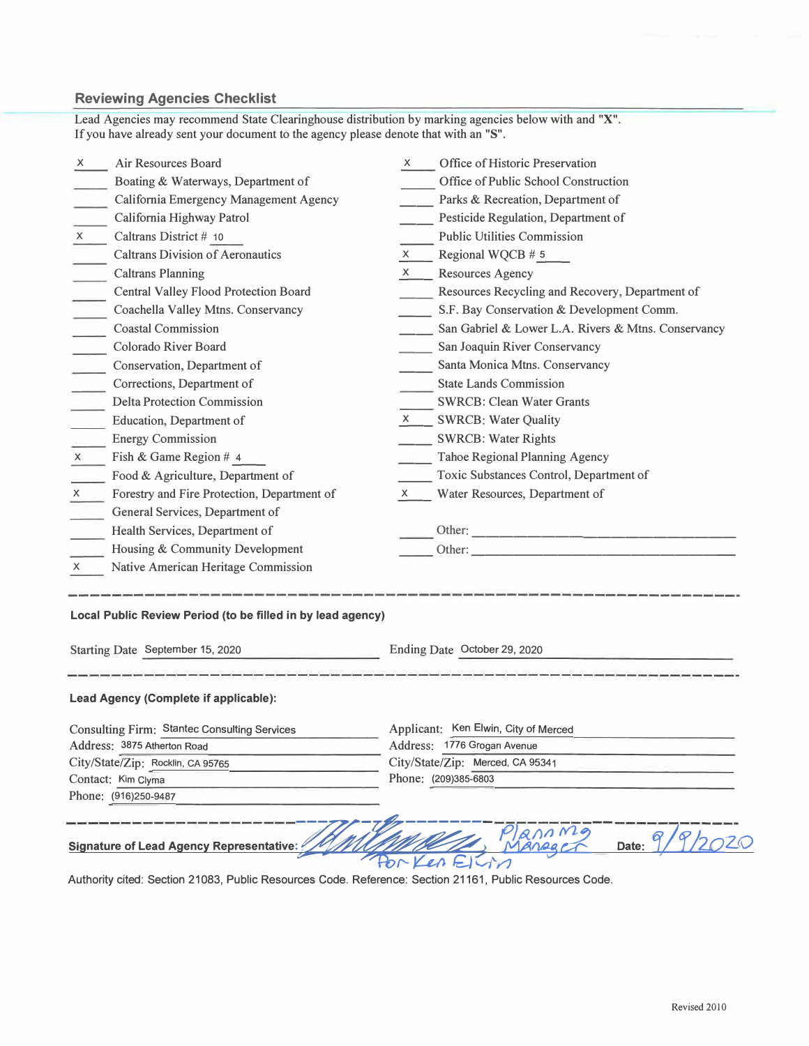## Reviewing Agencies Checklist

Lead Agencies may recommend State Clearinghouse distribution by marking agencies below with and "**X**".
If you have already sent your document to the agency please denote that with an "**S**".

- X Air Resources Board
- ___ Boating & Waterways, Department of
- ___ California Emergency Management Agency
- ___ California Highway Patrol
- X Caltrans District # 10
- ___ Caltrans Division of Aeronautics
- ___ Caltrans Planning
- ___ Central Valley Flood Protection Board
- ___ Coachella Valley Mtns. Conservancy
- ___ Coastal Commission
- ___ Colorado River Board
- ___ Conservation, Department of
- ___ Corrections, Department of
- ___ Delta Protection Commission
- ___ Education, Department of
- ___ Energy Commission
- X Fish & Game Region # 4
- ___ Food & Agriculture, Department of
- X Forestry and Fire Protection, Department of
- ___ General Services, Department of
- ___ Health Services, Department of
- ___ Housing & Community Development
- X Native American Heritage Commission
- X Office of Historic Preservation
- ___ Office of Public School Construction
- ___ Parks & Recreation, Department of
- ___ Pesticide Regulation, Department of
- ___ Public Utilities Commission
- X Regional WQCB # 5
- X Resources Agency
- ___ Resources Recycling and Recovery, Department of
- ___ S.F. Bay Conservation & Development Comm.
- ___ San Gabriel & Lower L.A. Rivers & Mtns. Conservancy
- ___ San Joaquin River Conservancy
- ___ Santa Monica Mtns. Conservancy
- ___ State Lands Commission
- ___ SWRCB: Clean Water Grants
- X SWRCB: Water Quality
- ___ SWRCB: Water Rights
- ___ Tahoe Regional Planning Agency
- ___ Toxic Substances Control, Department of
- X Water Resources, Department of
- ___ Other: ______
- ___ Other: ______

**Local Public Review Period (to be filled in by lead agency)**

Starting Date September 15, 2020 Ending Date October 29, 2020

**Lead Agency (Complete if applicable):**

Consulting Firm: Stantec Consulting Services
Address: 3875 Atherton Road
City/State/Zip: Rocklin, CA 95765
Contact: Kim Clyma
Phone: (916)250-9487

Applicant: Ken Elwin, City of Merced
Address: 1776 Grogan Avenue
City/State/Zip: Merced, CA 95341
Phone: (209)385-6803

**Signature of Lead Agency Representative:** [signature] Planning Manager for Ken Elwin **Date:** 9/9/2020

Authority cited: Section 21083, Public Resources Code. Reference: Section 21161, Public Resources Code.

Revised 2010